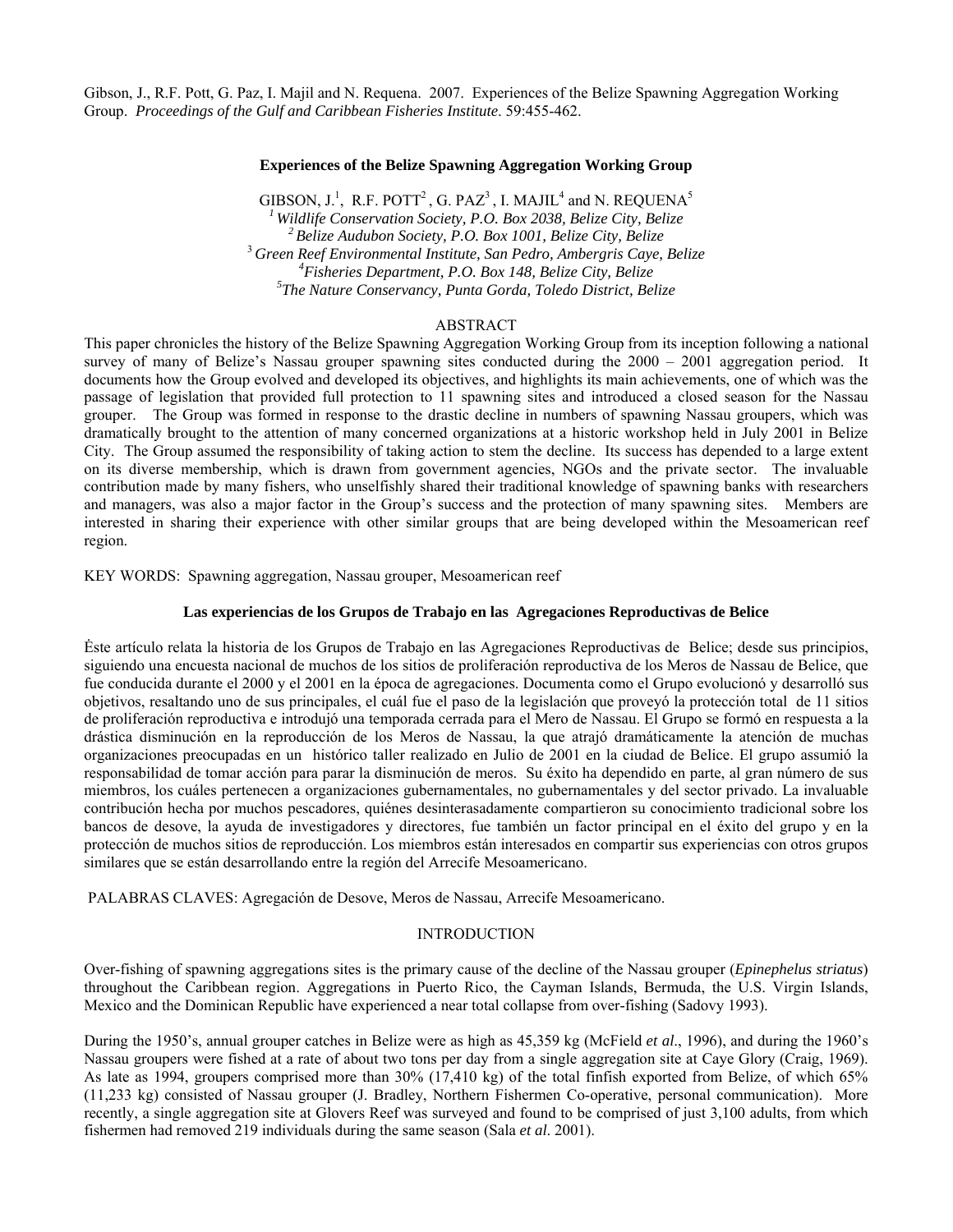Gibson, J., R.F. Pott, G. Paz, I. Majil and N. Requena. 2007. Experiences of the Belize Spawning Aggregation Working Group. *Proceedings of the Gulf and Caribbean Fisheries Institute*. 59:455-462.

## Experiences of the Belize Spawning Aggregation Working Group

GIBSON, J.[1], R.F. POTT[2], G. PAZ[3], I. MAJIL[4] and N. REQUENA[5]

[1] *Wildlife Conservation Society, P.O. Box 2038, Belize City, Belize*
[2] *Belize Audubon Society, P.O. Box 1001, Belize City, Belize*
[3] *Green Reef Environmental Institute, San Pedro, Ambergris Caye, Belize*
[4] *Fisheries Department, P.O. Box 148, Belize City, Belize*
[5] *The Nature Conservancy, Punta Gorda, Toledo District, Belize*

### ABSTRACT

This paper chronicles the history of the Belize Spawning Aggregation Working Group from its inception following a national survey of many of Belize's Nassau grouper spawning sites conducted during the 2000 – 2001 aggregation period. It documents how the Group evolved and developed its objectives, and highlights its main achievements, one of which was the passage of legislation that provided full protection to 11 spawning sites and introduced a closed season for the Nassau grouper. The Group was formed in response to the drastic decline in numbers of spawning Nassau groupers, which was dramatically brought to the attention of many concerned organizations at a historic workshop held in July 2001 in Belize City. The Group assumed the responsibility of taking action to stem the decline. Its success has depended to a large extent on its diverse membership, which is drawn from government agencies, NGOs and the private sector. The invaluable contribution made by many fishers, who unselfishly shared their traditional knowledge of spawning banks with researchers and managers, was also a major factor in the Group's success and the protection of many spawning sites. Members are interested in sharing their experience with other similar groups that are being developed within the Mesoamerican reef region.

KEY WORDS: Spawning aggregation, Nassau grouper, Mesoamerican reef

### Las experiencias de los Grupos de Trabajo en las Agregaciones Reproductivas de Belice

Ėste artículo relata la historia de los Grupos de Trabajo en las Agregaciones Reproductivas de Belice; desde sus principios, siguiendo una encuesta nacional de muchos de los sitios de proliferación reproductiva de los Meros de Nassau de Belice, que fue conducida durante el 2000 y el 2001 en la época de agregaciones. Documenta como el Grupo evolucionó y desarrolló sus objetivos, resaltando uno de sus principales, el cuál fue el paso de la legislación que proveyó la protección total de 11 sitios de proliferación reproductiva e introdujó una temporada cerrada para el Mero de Nassau. El Grupo se formó en respuesta a la drástica disminución en la reproducción de los Meros de Nassau, la que atrajó dramáticamente la atención de muchas organizaciones preocupadas en un histórico taller realizado en Julio de 2001 en la ciudad de Belice. El grupo assumió la responsabilidad de tomar acción para parar la disminución de meros. Su éxito ha dependido en parte, al gran número de sus miembros, los cuáles pertenecen a organizaciones gubernamentales, no gubernamentales y del sector privado. La invaluable contribución hecha por muchos pescadores, quiénes desinterasadamente compartieron su conocimiento tradicional sobre los bancos de desove, la ayuda de investigadores y directores, fue también un factor principal en el éxito del grupo y en la protección de muchos sitios de reproducción. Los miembros están interesados en compartir sus experiencias con otros grupos similares que se están desarrollando entre la región del Arrecife Mesoamericano.

PALABRAS CLAVES: Agregación de Desove, Meros de Nassau, Arrecife Mesoamericano.

### INTRODUCTION

Over-fishing of spawning aggregations sites is the primary cause of the decline of the Nassau grouper (*Epinephelus striatus*) throughout the Caribbean region. Aggregations in Puerto Rico, the Cayman Islands, Bermuda, the U.S. Virgin Islands, Mexico and the Dominican Republic have experienced a near total collapse from over-fishing (Sadovy 1993).

During the 1950's, annual grouper catches in Belize were as high as 45,359 kg (McField *et al*., 1996), and during the 1960's Nassau groupers were fished at a rate of about two tons per day from a single aggregation site at Caye Glory (Craig, 1969). As late as 1994, groupers comprised more than 30% (17,410 kg) of the total finfish exported from Belize, of which 65% (11,233 kg) consisted of Nassau grouper (J. Bradley, Northern Fishermen Co-operative, personal communication). More recently, a single aggregation site at Glovers Reef was surveyed and found to be comprised of just 3,100 adults, from which fishermen had removed 219 individuals during the same season (Sala *et al*. 2001).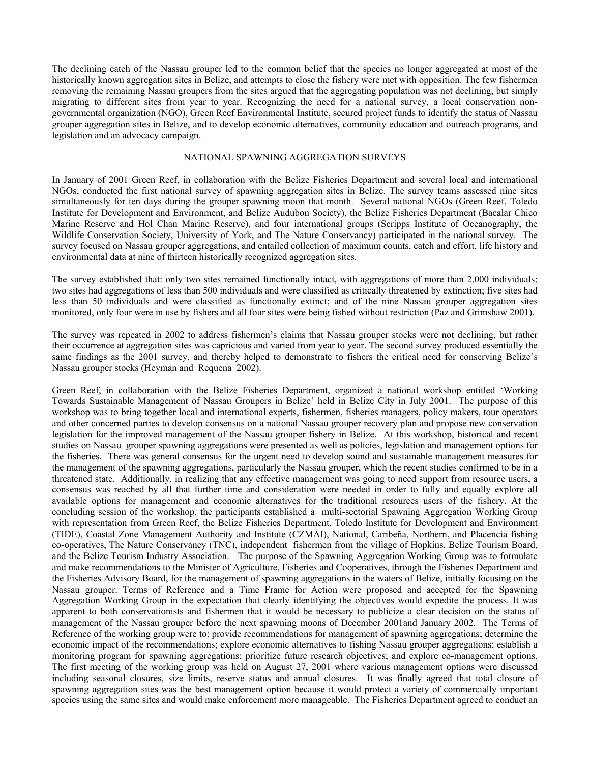The declining catch of the Nassau grouper led to the common belief that the species no longer aggregated at most of the historically known aggregation sites in Belize, and attempts to close the fishery were met with opposition. The few fishermen removing the remaining Nassau groupers from the sites argued that the aggregating population was not declining, but simply migrating to different sites from year to year. Recognizing the need for a national survey, a local conservation non-governmental organization (NGO), Green Reef Environmental Institute, secured project funds to identify the status of Nassau grouper aggregation sites in Belize, and to develop economic alternatives, community education and outreach programs, and legislation and an advocacy campaign.

## NATIONAL SPAWNING AGGREGATION SURVEYS

In January of 2001 Green Reef, in collaboration with the Belize Fisheries Department and several local and international NGOs, conducted the first national survey of spawning aggregation sites in Belize. The survey teams assessed nine sites simultaneously for ten days during the grouper spawning moon that month. Several national NGOs (Green Reef, Toledo Institute for Development and Environment, and Belize Audubon Society), the Belize Fisheries Department (Bacalar Chico Marine Reserve and Hol Chan Marine Reserve), and four international groups (Scripps Institute of Oceanography, the Wildlife Conservation Society, University of York, and The Nature Conservancy) participated in the national survey. The survey focused on Nassau grouper aggregations, and entailed collection of maximum counts, catch and effort, life history and environmental data at nine of thirteen historically recognized aggregation sites.

The survey established that: only two sites remained functionally intact, with aggregations of more than 2,000 individuals; two sites had aggregations of less than 500 individuals and were classified as critically threatened by extinction; five sites had less than 50 individuals and were classified as functionally extinct; and of the nine Nassau grouper aggregation sites monitored, only four were in use by fishers and all four sites were being fished without restriction (Paz and Grimshaw 2001).

The survey was repeated in 2002 to address fishermen's claims that Nassau grouper stocks were not declining, but rather their occurrence at aggregation sites was capricious and varied from year to year. The second survey produced essentially the same findings as the 2001 survey, and thereby helped to demonstrate to fishers the critical need for conserving Belize's Nassau grouper stocks (Heyman and Requena 2002).

Green Reef, in collaboration with the Belize Fisheries Department, organized a national workshop entitled 'Working Towards Sustainable Management of Nassau Groupers in Belize' held in Belize City in July 2001. The purpose of this workshop was to bring together local and international experts, fishermen, fisheries managers, policy makers, tour operators and other concerned parties to develop consensus on a national Nassau grouper recovery plan and propose new conservation legislation for the improved management of the Nassau grouper fishery in Belize. At this workshop, historical and recent studies on Nassau grouper spawning aggregations were presented as well as policies, legislation and management options for the fisheries. There was general consensus for the urgent need to develop sound and sustainable management measures for the management of the spawning aggregations, particularly the Nassau grouper, which the recent studies confirmed to be in a threatened state. Additionally, in realizing that any effective management was going to need support from resource users, a consensus was reached by all that further time and consideration were needed in order to fully and equally explore all available options for management and economic alternatives for the traditional resources users of the fishery. At the concluding session of the workshop, the participants established a multi-sectorial Spawning Aggregation Working Group with representation from Green Reef, the Belize Fisheries Department, Toledo Institute for Development and Environment (TIDE), Coastal Zone Management Authority and Institute (CZMAI), National, Caribeña, Northern, and Placencia fishing co-operatives, The Nature Conservancy (TNC), independent fishermen from the village of Hopkins, Belize Tourism Board, and the Belize Tourism Industry Association. The purpose of the Spawning Aggregation Working Group was to formulate and make recommendations to the Minister of Agriculture, Fisheries and Cooperatives, through the Fisheries Department and the Fisheries Advisory Board, for the management of spawning aggregations in the waters of Belize, initially focusing on the Nassau grouper. Terms of Reference and a Time Frame for Action were proposed and accepted for the Spawning Aggregation Working Group in the expectation that clearly identifying the objectives would expedite the process. It was apparent to both conservationists and fishermen that it would be necessary to publicize a clear decision on the status of management of the Nassau grouper before the next spawning moons of December 2001and January 2002. The Terms of Reference of the working group were to: provide recommendations for management of spawning aggregations; determine the economic impact of the recommendations; explore economic alternatives to fishing Nassau grouper aggregations; establish a monitoring program for spawning aggregations; prioritize future research objectives; and explore co-management options. The first meeting of the working group was held on August 27, 2001 where various management options were discussed including seasonal closures, size limits, reserve status and annual closures. It was finally agreed that total closure of spawning aggregation sites was the best management option because it would protect a variety of commercially important species using the same sites and would make enforcement more manageable. The Fisheries Department agreed to conduct an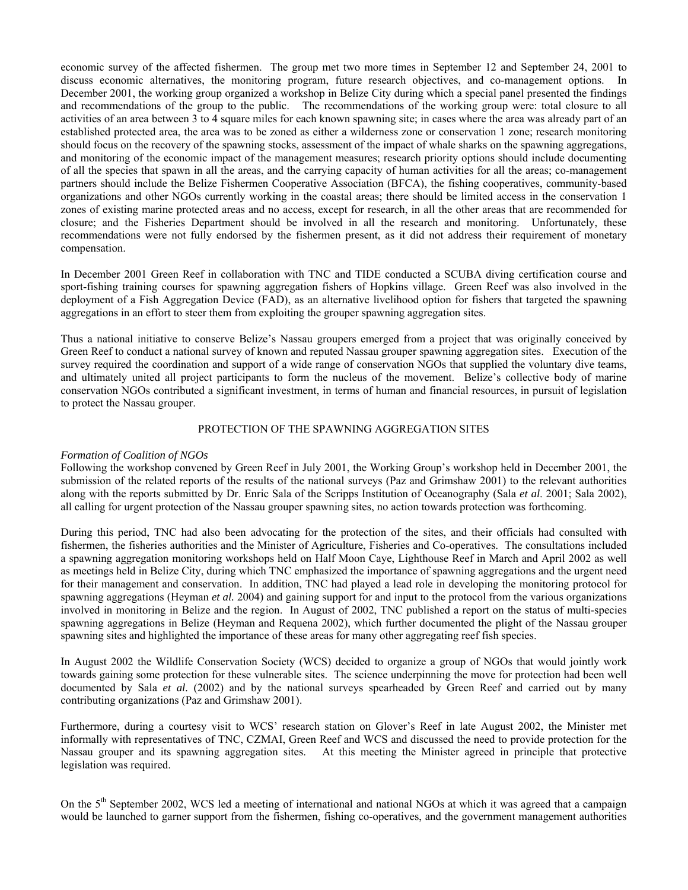economic survey of the affected fishermen. The group met two more times in September 12 and September 24, 2001 to discuss economic alternatives, the monitoring program, future research objectives, and co-management options. In December 2001, the working group organized a workshop in Belize City during which a special panel presented the findings and recommendations of the group to the public. The recommendations of the working group were: total closure to all activities of an area between 3 to 4 square miles for each known spawning site; in cases where the area was already part of an established protected area, the area was to be zoned as either a wilderness zone or conservation 1 zone; research monitoring should focus on the recovery of the spawning stocks, assessment of the impact of whale sharks on the spawning aggregations, and monitoring of the economic impact of the management measures; research priority options should include documenting of all the species that spawn in all the areas, and the carrying capacity of human activities for all the areas; co-management partners should include the Belize Fishermen Cooperative Association (BFCA), the fishing cooperatives, community-based organizations and other NGOs currently working in the coastal areas; there should be limited access in the conservation 1 zones of existing marine protected areas and no access, except for research, in all the other areas that are recommended for closure; and the Fisheries Department should be involved in all the research and monitoring. Unfortunately, these recommendations were not fully endorsed by the fishermen present, as it did not address their requirement of monetary compensation.

In December 2001 Green Reef in collaboration with TNC and TIDE conducted a SCUBA diving certification course and sport-fishing training courses for spawning aggregation fishers of Hopkins village. Green Reef was also involved in the deployment of a Fish Aggregation Device (FAD), as an alternative livelihood option for fishers that targeted the spawning aggregations in an effort to steer them from exploiting the grouper spawning aggregation sites.

Thus a national initiative to conserve Belize's Nassau groupers emerged from a project that was originally conceived by Green Reef to conduct a national survey of known and reputed Nassau grouper spawning aggregation sites. Execution of the survey required the coordination and support of a wide range of conservation NGOs that supplied the voluntary dive teams, and ultimately united all project participants to form the nucleus of the movement. Belize's collective body of marine conservation NGOs contributed a significant investment, in terms of human and financial resources, in pursuit of legislation to protect the Nassau grouper.

## PROTECTION OF THE SPAWNING AGGREGATION SITES

### *Formation of Coalition of NGOs*

Following the workshop convened by Green Reef in July 2001, the Working Group's workshop held in December 2001, the submission of the related reports of the results of the national surveys (Paz and Grimshaw 2001) to the relevant authorities along with the reports submitted by Dr. Enric Sala of the Scripps Institution of Oceanography (Sala *et al.* 2001; Sala 2002), all calling for urgent protection of the Nassau grouper spawning sites, no action towards protection was forthcoming.

During this period, TNC had also been advocating for the protection of the sites, and their officials had consulted with fishermen, the fisheries authorities and the Minister of Agriculture, Fisheries and Co-operatives. The consultations included a spawning aggregation monitoring workshops held on Half Moon Caye, Lighthouse Reef in March and April 2002 as well as meetings held in Belize City, during which TNC emphasized the importance of spawning aggregations and the urgent need for their management and conservation. In addition, TNC had played a lead role in developing the monitoring protocol for spawning aggregations (Heyman *et al.* 2004) and gaining support for and input to the protocol from the various organizations involved in monitoring in Belize and the region. In August of 2002, TNC published a report on the status of multi-species spawning aggregations in Belize (Heyman and Requena 2002), which further documented the plight of the Nassau grouper spawning sites and highlighted the importance of these areas for many other aggregating reef fish species.

In August 2002 the Wildlife Conservation Society (WCS) decided to organize a group of NGOs that would jointly work towards gaining some protection for these vulnerable sites. The science underpinning the move for protection had been well documented by Sala *et al.* (2002) and by the national surveys spearheaded by Green Reef and carried out by many contributing organizations (Paz and Grimshaw 2001).

Furthermore, during a courtesy visit to WCS' research station on Glover's Reef in late August 2002, the Minister met informally with representatives of TNC, CZMAI, Green Reef and WCS and discussed the need to provide protection for the Nassau grouper and its spawning aggregation sites. At this meeting the Minister agreed in principle that protective legislation was required.

On the 5th September 2002, WCS led a meeting of international and national NGOs at which it was agreed that a campaign would be launched to garner support from the fishermen, fishing co-operatives, and the government management authorities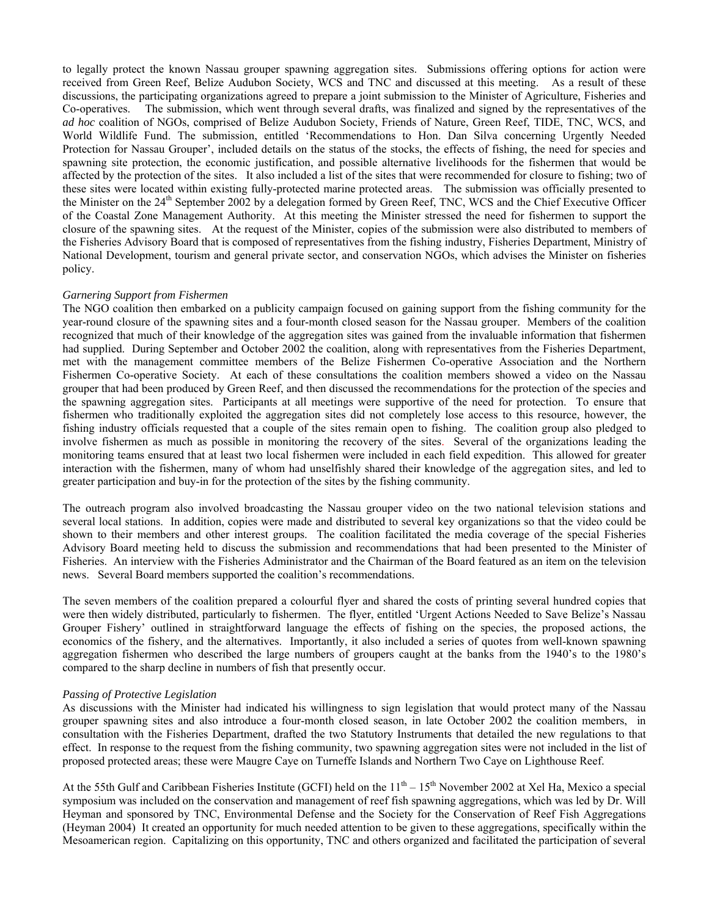to legally protect the known Nassau grouper spawning aggregation sites. Submissions offering options for action were received from Green Reef, Belize Audubon Society, WCS and TNC and discussed at this meeting. As a result of these discussions, the participating organizations agreed to prepare a joint submission to the Minister of Agriculture, Fisheries and Co-operatives. The submission, which went through several drafts, was finalized and signed by the representatives of the *ad hoc* coalition of NGOs, comprised of Belize Audubon Society, Friends of Nature, Green Reef, TIDE, TNC, WCS, and World Wildlife Fund. The submission, entitled 'Recommendations to Hon. Dan Silva concerning Urgently Needed Protection for Nassau Grouper', included details on the status of the stocks, the effects of fishing, the need for species and spawning site protection, the economic justification, and possible alternative livelihoods for the fishermen that would be affected by the protection of the sites. It also included a list of the sites that were recommended for closure to fishing; two of these sites were located within existing fully-protected marine protected areas. The submission was officially presented to the Minister on the 24th September 2002 by a delegation formed by Green Reef, TNC, WCS and the Chief Executive Officer of the Coastal Zone Management Authority. At this meeting the Minister stressed the need for fishermen to support the closure of the spawning sites. At the request of the Minister, copies of the submission were also distributed to members of the Fisheries Advisory Board that is composed of representatives from the fishing industry, Fisheries Department, Ministry of National Development, tourism and general private sector, and conservation NGOs, which advises the Minister on fisheries policy.

*Garnering Support from Fishermen*

The NGO coalition then embarked on a publicity campaign focused on gaining support from the fishing community for the year-round closure of the spawning sites and a four-month closed season for the Nassau grouper. Members of the coalition recognized that much of their knowledge of the aggregation sites was gained from the invaluable information that fishermen had supplied. During September and October 2002 the coalition, along with representatives from the Fisheries Department, met with the management committee members of the Belize Fishermen Co-operative Association and the Northern Fishermen Co-operative Society. At each of these consultations the coalition members showed a video on the Nassau grouper that had been produced by Green Reef, and then discussed the recommendations for the protection of the species and the spawning aggregation sites. Participants at all meetings were supportive of the need for protection. To ensure that fishermen who traditionally exploited the aggregation sites did not completely lose access to this resource, however, the fishing industry officials requested that a couple of the sites remain open to fishing. The coalition group also pledged to involve fishermen as much as possible in monitoring the recovery of the sites. Several of the organizations leading the monitoring teams ensured that at least two local fishermen were included in each field expedition. This allowed for greater interaction with the fishermen, many of whom had unselfishly shared their knowledge of the aggregation sites, and led to greater participation and buy-in for the protection of the sites by the fishing community.

The outreach program also involved broadcasting the Nassau grouper video on the two national television stations and several local stations. In addition, copies were made and distributed to several key organizations so that the video could be shown to their members and other interest groups. The coalition facilitated the media coverage of the special Fisheries Advisory Board meeting held to discuss the submission and recommendations that had been presented to the Minister of Fisheries. An interview with the Fisheries Administrator and the Chairman of the Board featured as an item on the television news. Several Board members supported the coalition's recommendations.

The seven members of the coalition prepared a colourful flyer and shared the costs of printing several hundred copies that were then widely distributed, particularly to fishermen. The flyer, entitled 'Urgent Actions Needed to Save Belize's Nassau Grouper Fishery' outlined in straightforward language the effects of fishing on the species, the proposed actions, the economics of the fishery, and the alternatives. Importantly, it also included a series of quotes from well-known spawning aggregation fishermen who described the large numbers of groupers caught at the banks from the 1940's to the 1980's compared to the sharp decline in numbers of fish that presently occur.

*Passing of Protective Legislation*

As discussions with the Minister had indicated his willingness to sign legislation that would protect many of the Nassau grouper spawning sites and also introduce a four-month closed season, in late October 2002 the coalition members, in consultation with the Fisheries Department, drafted the two Statutory Instruments that detailed the new regulations to that effect. In response to the request from the fishing community, two spawning aggregation sites were not included in the list of proposed protected areas; these were Maugre Caye on Turneffe Islands and Northern Two Caye on Lighthouse Reef.

At the 55th Gulf and Caribbean Fisheries Institute (GCFI) held on the 11th – 15th November 2002 at Xel Ha, Mexico a special symposium was included on the conservation and management of reef fish spawning aggregations, which was led by Dr. Will Heyman and sponsored by TNC, Environmental Defense and the Society for the Conservation of Reef Fish Aggregations (Heyman 2004) It created an opportunity for much needed attention to be given to these aggregations, specifically within the Mesoamerican region. Capitalizing on this opportunity, TNC and others organized and facilitated the participation of several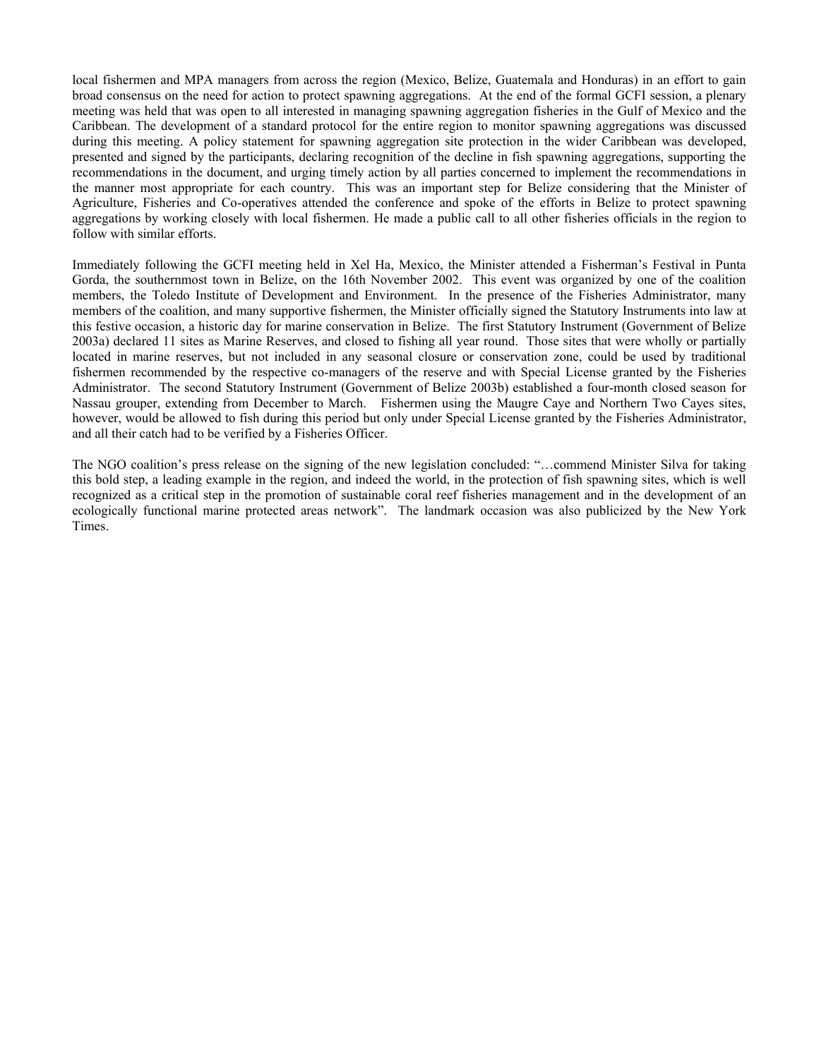local fishermen and MPA managers from across the region (Mexico, Belize, Guatemala and Honduras) in an effort to gain broad consensus on the need for action to protect spawning aggregations. At the end of the formal GCFI session, a plenary meeting was held that was open to all interested in managing spawning aggregation fisheries in the Gulf of Mexico and the Caribbean. The development of a standard protocol for the entire region to monitor spawning aggregations was discussed during this meeting. A policy statement for spawning aggregation site protection in the wider Caribbean was developed, presented and signed by the participants, declaring recognition of the decline in fish spawning aggregations, supporting the recommendations in the document, and urging timely action by all parties concerned to implement the recommendations in the manner most appropriate for each country. This was an important step for Belize considering that the Minister of Agriculture, Fisheries and Co-operatives attended the conference and spoke of the efforts in Belize to protect spawning aggregations by working closely with local fishermen. He made a public call to all other fisheries officials in the region to follow with similar efforts.

Immediately following the GCFI meeting held in Xel Ha, Mexico, the Minister attended a Fisherman's Festival in Punta Gorda, the southernmost town in Belize, on the 16th November 2002. This event was organized by one of the coalition members, the Toledo Institute of Development and Environment. In the presence of the Fisheries Administrator, many members of the coalition, and many supportive fishermen, the Minister officially signed the Statutory Instruments into law at this festive occasion, a historic day for marine conservation in Belize. The first Statutory Instrument (Government of Belize 2003a) declared 11 sites as Marine Reserves, and closed to fishing all year round. Those sites that were wholly or partially located in marine reserves, but not included in any seasonal closure or conservation zone, could be used by traditional fishermen recommended by the respective co-managers of the reserve and with Special License granted by the Fisheries Administrator. The second Statutory Instrument (Government of Belize 2003b) established a four-month closed season for Nassau grouper, extending from December to March. Fishermen using the Maugre Caye and Northern Two Cayes sites, however, would be allowed to fish during this period but only under Special License granted by the Fisheries Administrator, and all their catch had to be verified by a Fisheries Officer.

The NGO coalition's press release on the signing of the new legislation concluded: "…commend Minister Silva for taking this bold step, a leading example in the region, and indeed the world, in the protection of fish spawning sites, which is well recognized as a critical step in the promotion of sustainable coral reef fisheries management and in the development of an ecologically functional marine protected areas network". The landmark occasion was also publicized by the New York Times.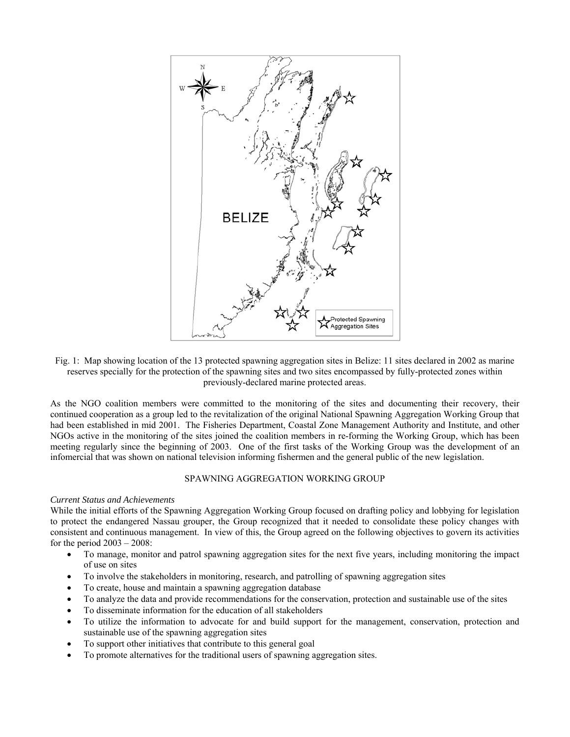Fig. 1: Map showing location of the 13 protected spawning aggregation sites in Belize: 11 sites declared in 2002 as marine reserves specially for the protection of the spawning sites and two sites encompassed by fully-protected zones within previously-declared marine protected areas.

As the NGO coalition members were committed to the monitoring of the sites and documenting their recovery, their continued cooperation as a group led to the revitalization of the original National Spawning Aggregation Working Group that had been established in mid 2001. The Fisheries Department, Coastal Zone Management Authority and Institute, and other NGOs active in the monitoring of the sites joined the coalition members in re-forming the Working Group, which has been meeting regularly since the beginning of 2003. One of the first tasks of the Working Group was the development of an infomercial that was shown on national television informing fishermen and the general public of the new legislation.

## SPAWNING AGGREGATION WORKING GROUP

### *Current Status and Achievements*

While the initial efforts of the Spawning Aggregation Working Group focused on drafting policy and lobbying for legislation to protect the endangered Nassau grouper, the Group recognized that it needed to consolidate these policy changes with consistent and continuous management. In view of this, the Group agreed on the following objectives to govern its activities for the period 2003 – 2008:

- To manage, monitor and patrol spawning aggregation sites for the next five years, including monitoring the impact of use on sites
- To involve the stakeholders in monitoring, research, and patrolling of spawning aggregation sites
- To create, house and maintain a spawning aggregation database
- To analyze the data and provide recommendations for the conservation, protection and sustainable use of the sites
- To disseminate information for the education of all stakeholders
- To utilize the information to advocate for and build support for the management, conservation, protection and sustainable use of the spawning aggregation sites
- To support other initiatives that contribute to this general goal
- To promote alternatives for the traditional users of spawning aggregation sites.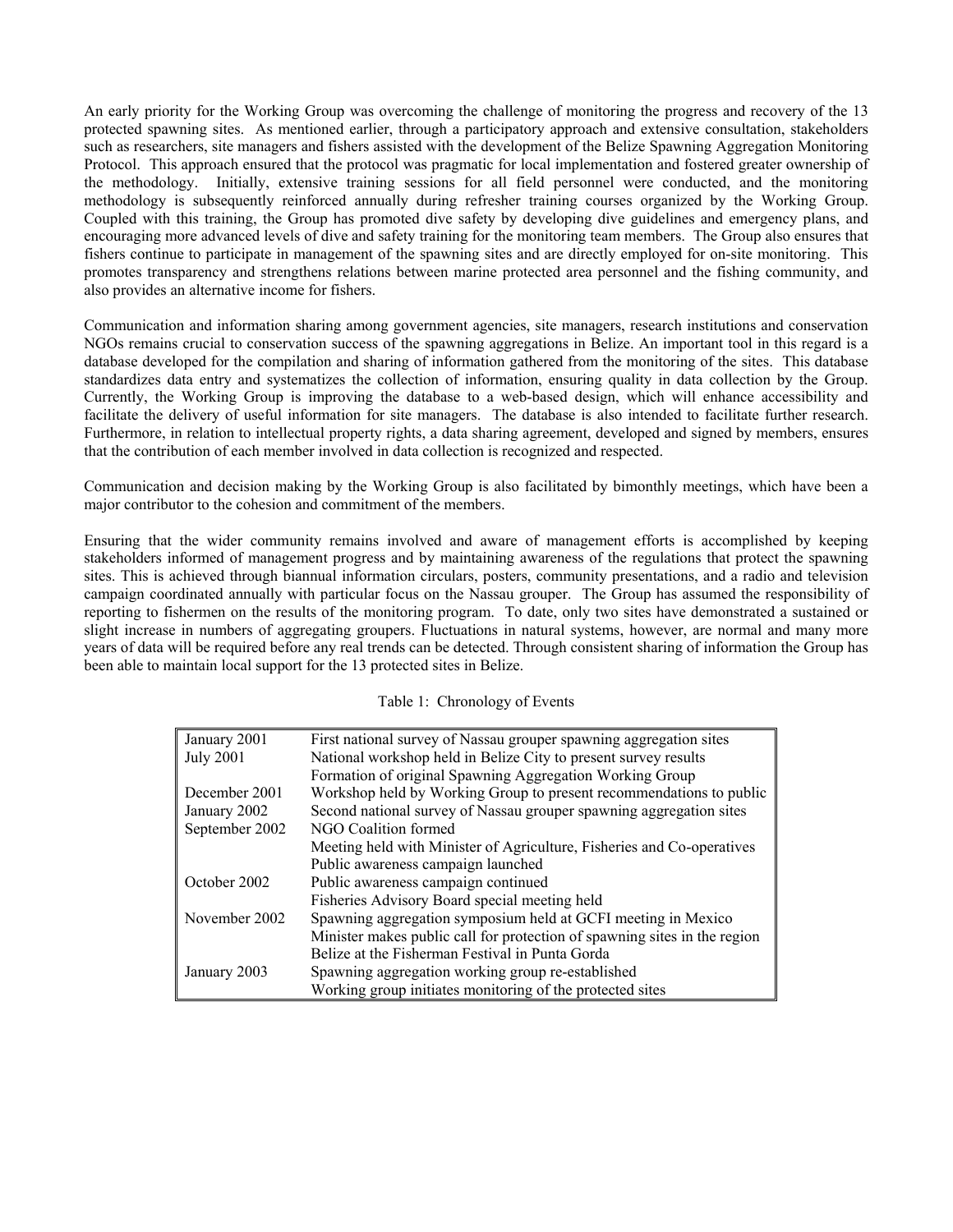An early priority for the Working Group was overcoming the challenge of monitoring the progress and recovery of the 13 protected spawning sites. As mentioned earlier, through a participatory approach and extensive consultation, stakeholders such as researchers, site managers and fishers assisted with the development of the Belize Spawning Aggregation Monitoring Protocol. This approach ensured that the protocol was pragmatic for local implementation and fostered greater ownership of the methodology. Initially, extensive training sessions for all field personnel were conducted, and the monitoring methodology is subsequently reinforced annually during refresher training courses organized by the Working Group. Coupled with this training, the Group has promoted dive safety by developing dive guidelines and emergency plans, and encouraging more advanced levels of dive and safety training for the monitoring team members. The Group also ensures that fishers continue to participate in management of the spawning sites and are directly employed for on-site monitoring. This promotes transparency and strengthens relations between marine protected area personnel and the fishing community, and also provides an alternative income for fishers.

Communication and information sharing among government agencies, site managers, research institutions and conservation NGOs remains crucial to conservation success of the spawning aggregations in Belize. An important tool in this regard is a database developed for the compilation and sharing of information gathered from the monitoring of the sites. This database standardizes data entry and systematizes the collection of information, ensuring quality in data collection by the Group. Currently, the Working Group is improving the database to a web-based design, which will enhance accessibility and facilitate the delivery of useful information for site managers. The database is also intended to facilitate further research. Furthermore, in relation to intellectual property rights, a data sharing agreement, developed and signed by members, ensures that the contribution of each member involved in data collection is recognized and respected.

Communication and decision making by the Working Group is also facilitated by bimonthly meetings, which have been a major contributor to the cohesion and commitment of the members.

Ensuring that the wider community remains involved and aware of management efforts is accomplished by keeping stakeholders informed of management progress and by maintaining awareness of the regulations that protect the spawning sites. This is achieved through biannual information circulars, posters, community presentations, and a radio and television campaign coordinated annually with particular focus on the Nassau grouper. The Group has assumed the responsibility of reporting to fishermen on the results of the monitoring program. To date, only two sites have demonstrated a sustained or slight increase in numbers of aggregating groupers. Fluctuations in natural systems, however, are normal and many more years of data will be required before any real trends can be detected. Through consistent sharing of information the Group has been able to maintain local support for the 13 protected sites in Belize.

Table 1: Chronology of Events

| Date | Event |
|---|---|
| January 2001 | First national survey of Nassau grouper spawning aggregation sites |
| July 2001 | National workshop held in Belize City to present survey results |
| | Formation of original Spawning Aggregation Working Group |
| December 2001 | Workshop held by Working Group to present recommendations to public |
| January 2002 | Second national survey of Nassau grouper spawning aggregation sites |
| September 2002 | NGO Coalition formed |
| | Meeting held with Minister of Agriculture, Fisheries and Co-operatives |
| | Public awareness campaign launched |
| October 2002 | Public awareness campaign continued |
| | Fisheries Advisory Board special meeting held |
| November 2002 | Spawning aggregation symposium held at GCFI meeting in Mexico |
| | Minister makes public call for protection of spawning sites in the region |
| | Belize at the Fisherman Festival in Punta Gorda |
| January 2003 | Spawning aggregation working group re-established |
| | Working group initiates monitoring of the protected sites |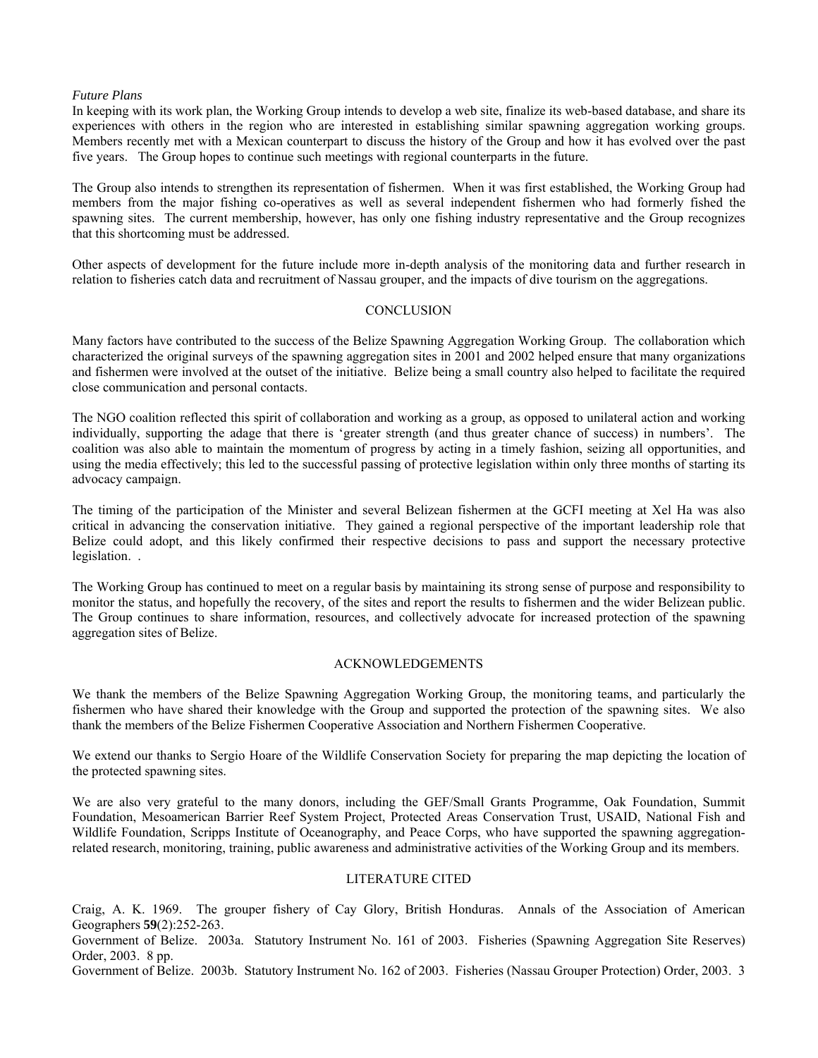*Future Plans*

In keeping with its work plan, the Working Group intends to develop a web site, finalize its web-based database, and share its experiences with others in the region who are interested in establishing similar spawning aggregation working groups. Members recently met with a Mexican counterpart to discuss the history of the Group and how it has evolved over the past five years. The Group hopes to continue such meetings with regional counterparts in the future.

The Group also intends to strengthen its representation of fishermen. When it was first established, the Working Group had members from the major fishing co-operatives as well as several independent fishermen who had formerly fished the spawning sites. The current membership, however, has only one fishing industry representative and the Group recognizes that this shortcoming must be addressed.

Other aspects of development for the future include more in-depth analysis of the monitoring data and further research in relation to fisheries catch data and recruitment of Nassau grouper, and the impacts of dive tourism on the aggregations.

## CONCLUSION

Many factors have contributed to the success of the Belize Spawning Aggregation Working Group. The collaboration which characterized the original surveys of the spawning aggregation sites in 2001 and 2002 helped ensure that many organizations and fishermen were involved at the outset of the initiative. Belize being a small country also helped to facilitate the required close communication and personal contacts.

The NGO coalition reflected this spirit of collaboration and working as a group, as opposed to unilateral action and working individually, supporting the adage that there is 'greater strength (and thus greater chance of success) in numbers'. The coalition was also able to maintain the momentum of progress by acting in a timely fashion, seizing all opportunities, and using the media effectively; this led to the successful passing of protective legislation within only three months of starting its advocacy campaign.

The timing of the participation of the Minister and several Belizean fishermen at the GCFI meeting at Xel Ha was also critical in advancing the conservation initiative. They gained a regional perspective of the important leadership role that Belize could adopt, and this likely confirmed their respective decisions to pass and support the necessary protective legislation. .

The Working Group has continued to meet on a regular basis by maintaining its strong sense of purpose and responsibility to monitor the status, and hopefully the recovery, of the sites and report the results to fishermen and the wider Belizean public. The Group continues to share information, resources, and collectively advocate for increased protection of the spawning aggregation sites of Belize.

## ACKNOWLEDGEMENTS

We thank the members of the Belize Spawning Aggregation Working Group, the monitoring teams, and particularly the fishermen who have shared their knowledge with the Group and supported the protection of the spawning sites. We also thank the members of the Belize Fishermen Cooperative Association and Northern Fishermen Cooperative.

We extend our thanks to Sergio Hoare of the Wildlife Conservation Society for preparing the map depicting the location of the protected spawning sites.

We are also very grateful to the many donors, including the GEF/Small Grants Programme, Oak Foundation, Summit Foundation, Mesoamerican Barrier Reef System Project, Protected Areas Conservation Trust, USAID, National Fish and Wildlife Foundation, Scripps Institute of Oceanography, and Peace Corps, who have supported the spawning aggregation-related research, monitoring, training, public awareness and administrative activities of the Working Group and its members.

## LITERATURE CITED

Craig, A. K. 1969. The grouper fishery of Cay Glory, British Honduras. Annals of the Association of American Geographers **59**(2):252-263.

Government of Belize. 2003a. Statutory Instrument No. 161 of 2003. Fisheries (Spawning Aggregation Site Reserves) Order, 2003. 8 pp.

Government of Belize. 2003b. Statutory Instrument No. 162 of 2003. Fisheries (Nassau Grouper Protection) Order, 2003. 3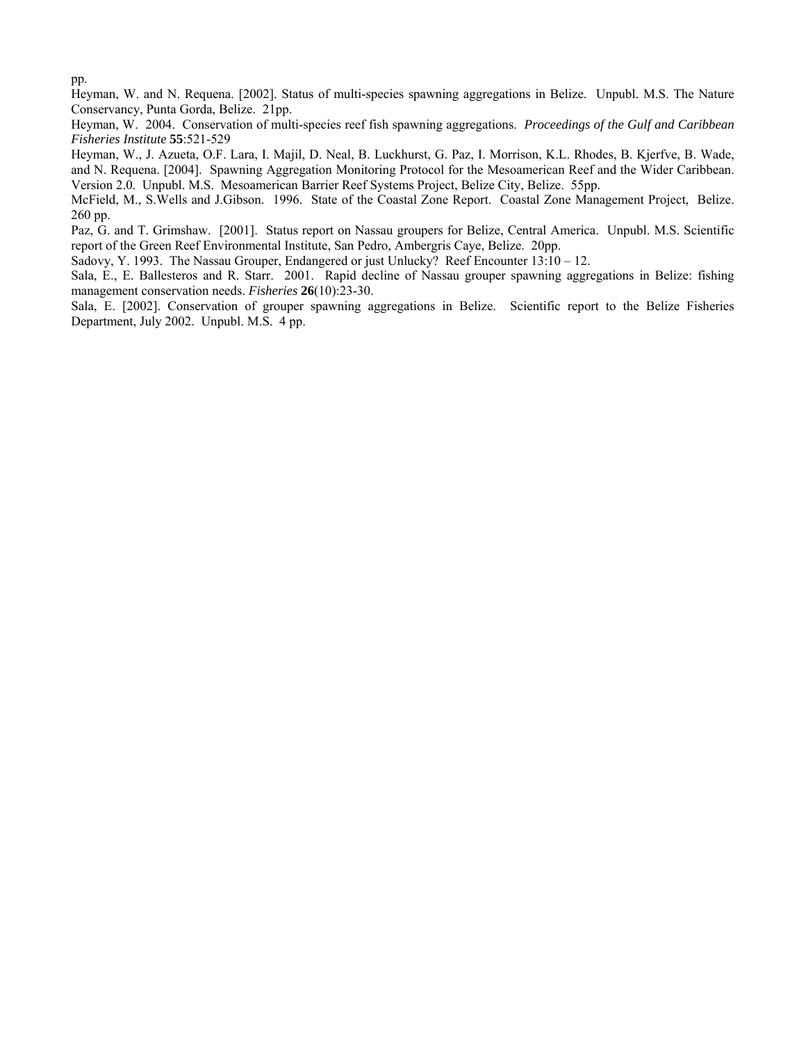pp.

Heyman, W. and N. Requena. [2002]. Status of multi-species spawning aggregations in Belize. Unpubl. M.S. The Nature Conservancy, Punta Gorda, Belize. 21pp.

Heyman, W. 2004. Conservation of multi-species reef fish spawning aggregations. *Proceedings of the Gulf and Caribbean Fisheries Institute* **55**:521-529

Heyman, W., J. Azueta, O.F. Lara, I. Majil, D. Neal, B. Luckhurst, G. Paz, I. Morrison, K.L. Rhodes, B. Kjerfve, B. Wade, and N. Requena. [2004]. Spawning Aggregation Monitoring Protocol for the Mesoamerican Reef and the Wider Caribbean. Version 2.0. Unpubl. M.S. Mesoamerican Barrier Reef Systems Project, Belize City, Belize. 55pp.

McField, M., S.Wells and J.Gibson. 1996. State of the Coastal Zone Report. Coastal Zone Management Project, Belize. 260 pp.

Paz, G. and T. Grimshaw. [2001]. Status report on Nassau groupers for Belize, Central America. Unpubl. M.S. Scientific report of the Green Reef Environmental Institute, San Pedro, Ambergris Caye, Belize. 20pp.

Sadovy, Y. 1993. The Nassau Grouper, Endangered or just Unlucky? Reef Encounter 13:10 – 12.

Sala, E., E. Ballesteros and R. Starr. 2001. Rapid decline of Nassau grouper spawning aggregations in Belize: fishing management conservation needs. *Fisheries* **26**(10):23-30.

Sala, E. [2002]. Conservation of grouper spawning aggregations in Belize. Scientific report to the Belize Fisheries Department, July 2002. Unpubl. M.S. 4 pp.